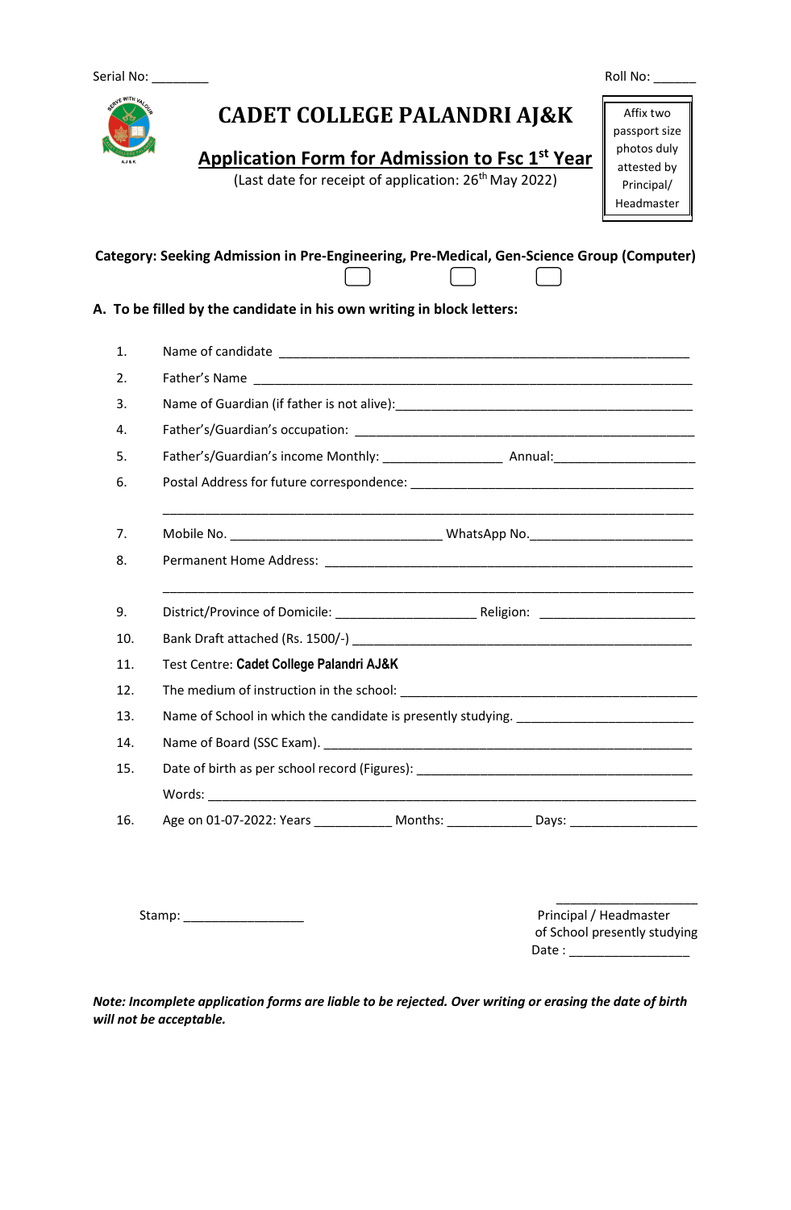Serial No: ________ Roll No: ______

# CADET COLLEGE PALANDRI AJ&K

## Application Form for Admission to Fsc 1st Year

(Last date for receipt of application: 26th May 2022)

Affix two passport size photos duly attested by Principal/ Headmaster

**Category: Seeking Admission in Pre-Engineering, Pre-Medical, Gen-Science Group (Computer)**

☐ ☐ ☐

**A. To be filled by the candidate in his own writing in block letters:**

1. Name of candidate ____________________________________________________________
2. Father's Name ______________________________________________________________
3. Name of Guardian (if father is not alive):____________________________________________
4. Father's/Guardian's occupation: ________________________________________________
5. Father's/Guardian's income Monthly: _________________ Annual:____________________
6. Postal Address for future correspondence: _______________________________________

   ___________________________________________________________________________
7. Mobile No. ______________________________ WhatsApp No.________________________
8. Permanent Home Address: ____________________________________________________

   ___________________________________________________________________________
9. District/Province of Domicile: ____________________ Religion: ______________________
10. Bank Draft attached (Rs. 1500/-) _________________________________________________
11. Test Centre: **Cadet College Palandri AJ&K**
12. The medium of instruction in the school: ___________________________________________
13. Name of School in which the candidate is presently studying. _________________________
14. Name of Board (SSC Exam). ____________________________________________________
15. Date of birth as per school record (Figures): _______________________________________

    Words: _______________________________________________________________________
16. Age on 01-07-2022: Years ___________ Months: ____________ Days: __________________

Stamp: _________________

____________________
Principal / Headmaster
of School presently studying
Date : _________________

***Note: Incomplete application forms are liable to be rejected. Over writing or erasing the date of birth will not be acceptable.***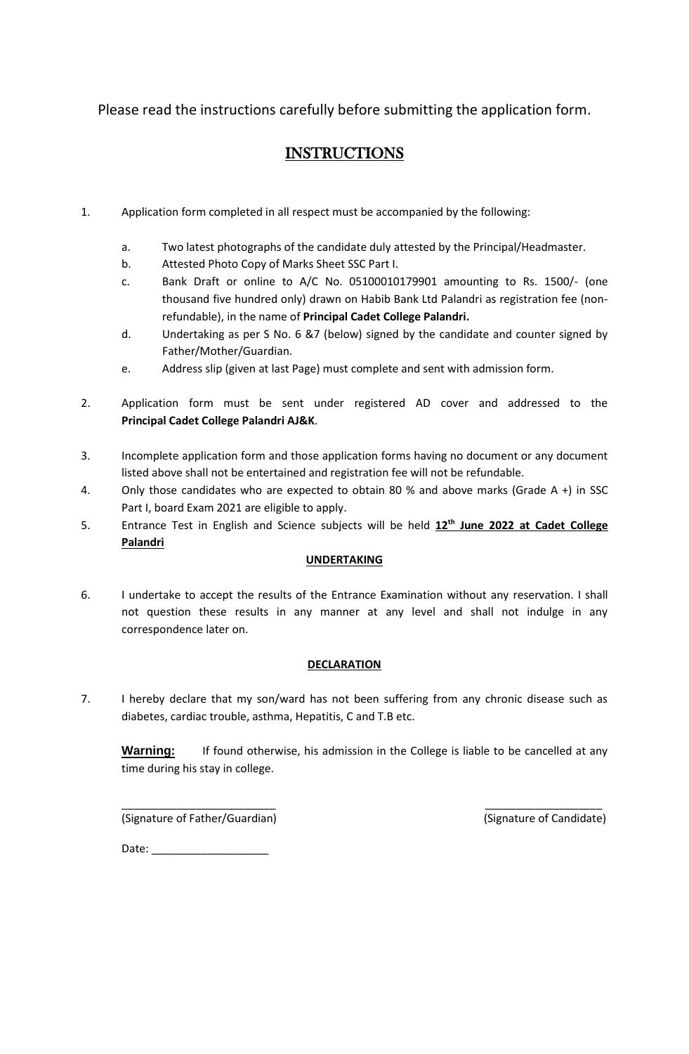Please read the instructions carefully before submitting the application form.

# INSTRUCTIONS

1. Application form completed in all respect must be accompanied by the following:

   a. Two latest photographs of the candidate duly attested by the Principal/Headmaster.
   
   b. Attested Photo Copy of Marks Sheet SSC Part I.
   
   c. Bank Draft or online to A/C No. 05100010179901 amounting to Rs. 1500/- (one thousand five hundred only) drawn on Habib Bank Ltd Palandri as registration fee (non-refundable), in the name of **Principal Cadet College Palandri.**
   
   d. Undertaking as per S No. 6 &7 (below) signed by the candidate and counter signed by Father/Mother/Guardian.
   
   e. Address slip (given at last Page) must complete and sent with admission form.

2. Application form must be sent under registered AD cover and addressed to the **Principal Cadet College Palandri AJ&K**.

3. Incomplete application form and those application forms having no document or any document listed above shall not be entertained and registration fee will not be refundable.

4. Only those candidates who are expected to obtain 80 % and above marks (Grade A +) in SSC Part I, board Exam 2021 are eligible to apply.

5. Entrance Test in English and Science subjects will be held **12th June 2022 at Cadet College Palandri**

**UNDERTAKING**

6. I undertake to accept the results of the Entrance Examination without any reservation. I shall not question these results in any manner at any level and shall not indulge in any correspondence later on.

**DECLARATION**

7. I hereby declare that my son/ward has not been suffering from any chronic disease such as diabetes, cardiac trouble, asthma, Hepatitis, C and T.B etc.

**Warning:** If found otherwise, his admission in the College is liable to be cancelled at any time during his stay in college.

_________________________ (Signature of Father/Guardian)

___________________ (Signature of Candidate)

Date: ___________________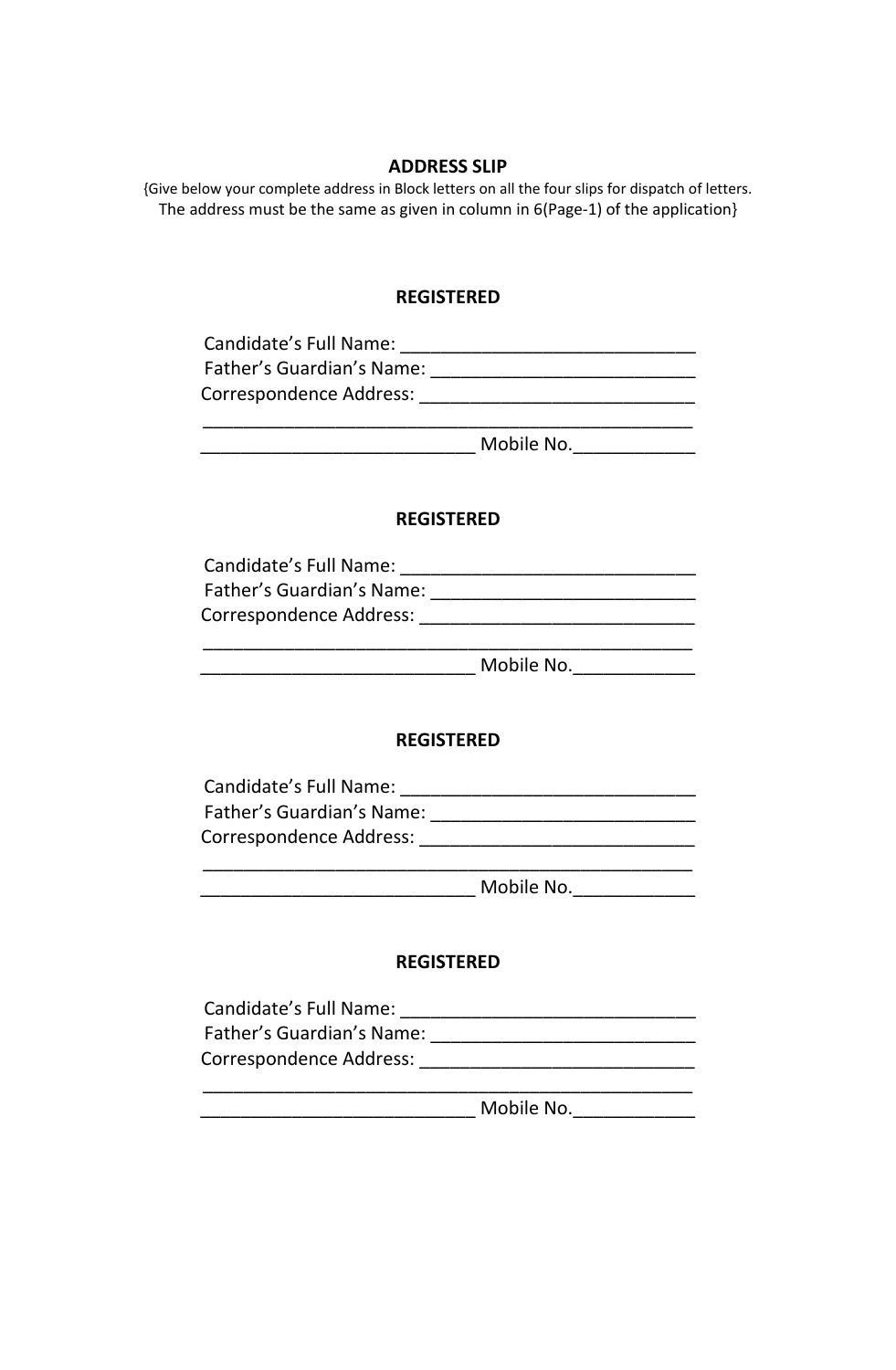## ADDRESS SLIP

{Give below your complete address in Block letters on all the four slips for dispatch of letters. The address must be the same as given in column in 6(Page-1) of the application}

**REGISTERED**

Candidate's Full Name: ______________________________

Father's Guardian's Name: __________________________

Correspondence Address: ___________________________

__________________________________________________

___________________________ Mobile No.____________

**REGISTERED**

Candidate's Full Name: ______________________________

Father's Guardian's Name: __________________________

Correspondence Address: ___________________________

__________________________________________________

___________________________ Mobile No.____________

**REGISTERED**

Candidate's Full Name: ______________________________

Father's Guardian's Name: __________________________

Correspondence Address: ___________________________

__________________________________________________

___________________________ Mobile No.____________

**REGISTERED**

Candidate's Full Name: ______________________________

Father's Guardian's Name: __________________________

Correspondence Address: ___________________________

__________________________________________________

___________________________ Mobile No.____________